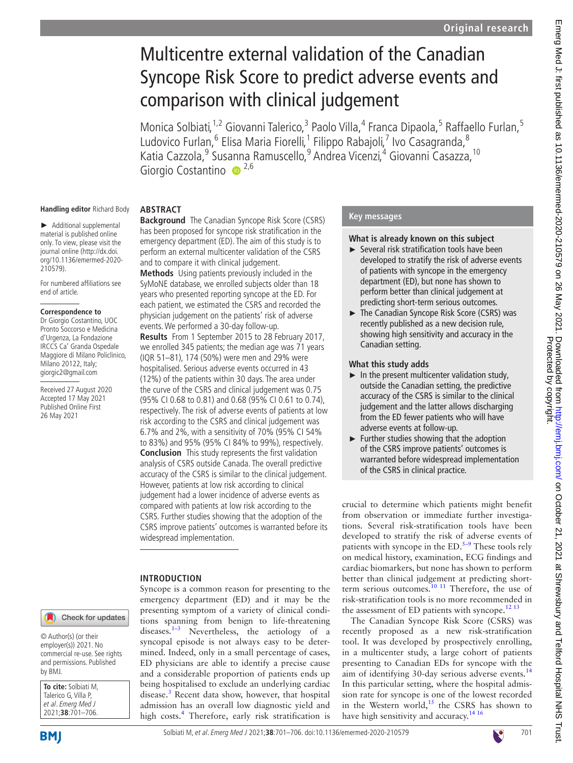# Multicentre external validation of the Canadian Syncope Risk Score to predict adverse events and comparison with clinical judgement

Monica Solbiati,[1,2] Giovanni Talerico,[3] Paolo Villa,[4] Franca Dipaola,[5] Raffaello Furlan,[5] Ludovico Furlan,[6] Elisa Maria Fiorelli,[1] Filippo Rabajoli,[7] Ivo Casagranda,[8] Katia Cazzola,[9] Susanna Ramuscello,[9] Andrea Vicenzi,[4] Giovanni Casazza,[10] Giorgio Costantino[2,6]

Handling editor Richard Body

► Additional supplemental material is published online only. To view, please visit the journal online (http://dx.doi.org/10.1136/emermed-2020-210579).

For numbered affiliations see end of article.

**Correspondence to**
Dr Giorgio Costantino, UOC Pronto Soccorso e Medicina d'Urgenza, La Fondazione IRCCS Ca' Granda Ospedale Maggiore di Milano Policlinico, Milano 20122, Italy; giorgic2@gmail.com

Received 27 August 2020
Accepted 17 May 2021
Published Online First 26 May 2021

## ABSTRACT

**Background** The Canadian Syncope Risk Score (CSRS) has been proposed for syncope risk stratification in the emergency department (ED). The aim of this study is to perform an external multicenter validation of the CSRS and to compare it with clinical judgement.

**Methods** Using patients previously included in the SyMoNE database, we enrolled subjects older than 18 years who presented reporting syncope at the ED. For each patient, we estimated the CSRS and recorded the physician judgement on the patients' risk of adverse events. We performed a 30-day follow-up.

**Results** From 1 September 2015 to 28 February 2017, we enrolled 345 patients; the median age was 71 years (IQR 51–81), 174 (50%) were men and 29% were hospitalised. Serious adverse events occurred in 43 (12%) of the patients within 30 days. The area under the curve of the CSRS and clinical judgement was 0.75 (95% CI 0.68 to 0.81) and 0.68 (95% CI 0.61 to 0.74), respectively. The risk of adverse events of patients at low risk according to the CSRS and clinical judgement was 6.7% and 2%, with a sensitivity of 70% (95% CI 54% to 83%) and 95% (95% CI 84% to 99%), respectively.

**Conclusion** This study represents the first validation analysis of CSRS outside Canada. The overall predictive accuracy of the CSRS is similar to the clinical judgement. However, patients at low risk according to clinical judgement had a lower incidence of adverse events as compared with patients at low risk according to the CSRS. Further studies showing that the adoption of the CSRS improve patients' outcomes is warranted before its widespread implementation.

## Key messages

**What is already known on this subject**

- Several risk stratification tools have been developed to stratify the risk of adverse events of patients with syncope in the emergency department (ED), but none has shown to perform better than clinical judgement at predicting short-term serious outcomes.
- The Canadian Syncope Risk Score (CSRS) was recently published as a new decision rule, showing high sensitivity and accuracy in the Canadian setting.

**What this study adds**

- In the present multicenter validation study, outside the Canadian setting, the predictive accuracy of the CSRS is similar to the clinical judgement and the latter allows discharging from the ED fewer patients who will have adverse events at follow-up.
- Further studies showing that the adoption of the CSRS improve patients' outcomes is warranted before widespread implementation of the CSRS in clinical practice.

## INTRODUCTION

Syncope is a common reason for presenting to the emergency department (ED) and it may be the presenting symptom of a variety of clinical conditions spanning from benign to life-threatening diseases.[1–3] Nevertheless, the aetiology of a syncopal episode is not always easy to be determined. Indeed, only in a small percentage of cases, ED physicians are able to identify a precise cause and a considerable proportion of patients ends up being hospitalised to exclude an underlying cardiac disease.[3] Recent data show, however, that hospital admission has an overall low diagnostic yield and high costs.[4] Therefore, early risk stratification is crucial to determine which patients might benefit from observation or immediate further investigations. Several risk-stratification tools have been developed to stratify the risk of adverse events of patients with syncope in the ED.[5–9] These tools rely on medical history, examination, ECG findings and cardiac biomarkers, but none has shown to perform better than clinical judgement at predicting short-term serious outcomes.[10 11] Therefore, the use of risk-stratification tools is no more recommended in the assessment of ED patients with syncope.[12 13]

The Canadian Syncope Risk Score (CSRS) was recently proposed as a new risk-stratification tool. It was developed by prospectively enrolling, in a multicenter study, a large cohort of patients presenting to Canadian EDs for syncope with the aim of identifying 30-day serious adverse events.[14] In this particular setting, where the hospital admission rate for syncope is one of the lowest recorded in the Western world,[15] the CSRS has shown to have high sensitivity and accuracy.[14 16]

© Author(s) (or their employer(s)) 2021. No commercial re-use. See rights and permissions. Published by BMJ.

**To cite:** Solbiati M, Talerico G, Villa P, et al. *Emerg Med J* 2021;**38**:701–706.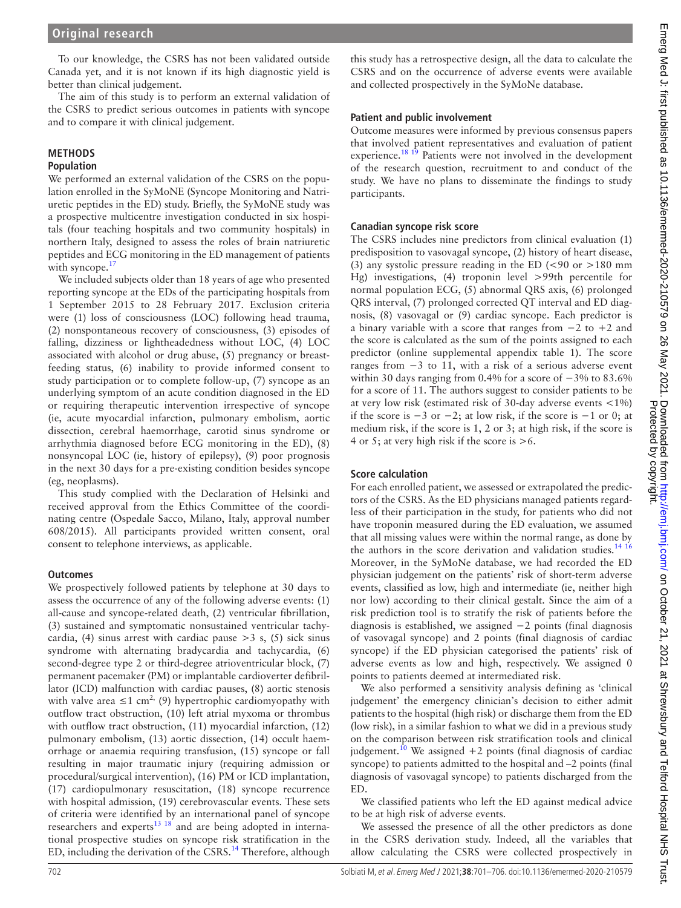To our knowledge, the CSRS has not been validated outside Canada yet, and it is not known if its high diagnostic yield is better than clinical judgement.

The aim of this study is to perform an external validation of the CSRS to predict serious outcomes in patients with syncope and to compare it with clinical judgement.

## METHODS

### Population

We performed an external validation of the CSRS on the population enrolled in the SyMoNE (Syncope Monitoring and Natriuretic peptides in the ED) study. Briefly, the SyMoNE study was a prospective multicentre investigation conducted in six hospitals (four teaching hospitals and two community hospitals) in northern Italy, designed to assess the roles of brain natriuretic peptides and ECG monitoring in the ED management of patients with syncope.[17]

We included subjects older than 18 years of age who presented reporting syncope at the EDs of the participating hospitals from 1 September 2015 to 28 February 2017. Exclusion criteria were (1) loss of consciousness (LOC) following head trauma, (2) nonspontaneous recovery of consciousness, (3) episodes of falling, dizziness or lightheadedness without LOC, (4) LOC associated with alcohol or drug abuse, (5) pregnancy or breastfeeding status, (6) inability to provide informed consent to study participation or to complete follow-up, (7) syncope as an underlying symptom of an acute condition diagnosed in the ED or requiring therapeutic intervention irrespective of syncope (ie, acute myocardial infarction, pulmonary embolism, aortic dissection, cerebral haemorrhage, carotid sinus syndrome or arrhythmia diagnosed before ECG monitoring in the ED), (8) nonsyncopal LOC (ie, history of epilepsy), (9) poor prognosis in the next 30 days for a pre-existing condition besides syncope (eg, neoplasms).

This study complied with the Declaration of Helsinki and received approval from the Ethics Committee of the coordinating centre (Ospedale Sacco, Milano, Italy, approval number 608/2015). All participants provided written consent, oral consent to telephone interviews, as applicable.

### Outcomes

We prospectively followed patients by telephone at 30 days to assess the occurrence of any of the following adverse events: (1) all-cause and syncope-related death, (2) ventricular fibrillation, (3) sustained and symptomatic nonsustained ventricular tachycardia, (4) sinus arrest with cardiac pause >3 s, (5) sick sinus syndrome with alternating bradycardia and tachycardia, (6) second-degree type 2 or third-degree atrioventricular block, (7) permanent pacemaker (PM) or implantable cardioverter defibrillator (ICD) malfunction with cardiac pauses, (8) aortic stenosis with valve area $\leq 1$ $cm^2$, (9) hypertrophic cardiomyopathy with outflow tract obstruction, (10) left atrial myxoma or thrombus with outflow tract obstruction, (11) myocardial infarction, (12) pulmonary embolism, (13) aortic dissection, (14) occult haemorrhage or anaemia requiring transfusion, (15) syncope or fall resulting in major traumatic injury (requiring admission or procedural/surgical intervention), (16) PM or ICD implantation, (17) cardiopulmonary resuscitation, (18) syncope recurrence with hospital admission, (19) cerebrovascular events. These sets of criteria were identified by an international panel of syncope researchers and experts[13 18] and are being adopted in international prospective studies on syncope risk stratification in the ED, including the derivation of the CSRS.[14] Therefore, although this study has a retrospective design, all the data to calculate the CSRS and on the occurrence of adverse events were available and collected prospectively in the SyMoNe database.

### Patient and public involvement

Outcome measures were informed by previous consensus papers that involved patient representatives and evaluation of patient experience.[18 19] Patients were not involved in the development of the research question, recruitment to and conduct of the study. We have no plans to disseminate the findings to study participants.

### Canadian syncope risk score

The CSRS includes nine predictors from clinical evaluation (1) predisposition to vasovagal syncope, (2) history of heart disease, (3) any systolic pressure reading in the ED (<90 or >180 mm Hg) investigations, (4) troponin level >99th percentile for normal population ECG, (5) abnormal QRS axis, (6) prolonged QRS interval, (7) prolonged corrected QT interval and ED diagnosis, (8) vasovagal or (9) cardiac syncope. Each predictor is a binary variable with a score that ranges from −2 to +2 and the score is calculated as the sum of the points assigned to each predictor (online supplemental appendix table 1). The score ranges from −3 to 11, with a risk of a serious adverse event within 30 days ranging from 0.4% for a score of −3% to 83.6% for a score of 11. The authors suggest to consider patients to be at very low risk (estimated risk of 30-day adverse events <1%) if the score is −3 or −2; at low risk, if the score is −1 or 0; at medium risk, if the score is 1, 2 or 3; at high risk, if the score is 4 or 5; at very high risk if the score is >6.

### Score calculation

For each enrolled patient, we assessed or extrapolated the predictors of the CSRS. As the ED physicians managed patients regardless of their participation in the study, for patients who did not have troponin measured during the ED evaluation, we assumed that all missing values were within the normal range, as done by the authors in the score derivation and validation studies.[14 16] Moreover, in the SyMoNe database, we had recorded the ED physician judgement on the patients' risk of short-term adverse events, classified as low, high and intermediate (ie, neither high nor low) according to their clinical gestalt. Since the aim of a risk prediction tool is to stratify the risk of patients before the diagnosis is established, we assigned −2 points (final diagnosis of vasovagal syncope) and 2 points (final diagnosis of cardiac syncope) if the ED physician categorised the patients' risk of adverse events as low and high, respectively. We assigned 0 points to patients deemed at intermediated risk.

We also performed a sensitivity analysis defining as 'clinical judgement' the emergency clinician's decision to either admit patients to the hospital (high risk) or discharge them from the ED (low risk), in a similar fashion to what we did in a previous study on the comparison between risk stratification tools and clinical judgement.[10] We assigned +2 points (final diagnosis of cardiac syncope) to patients admitted to the hospital and –2 points (final diagnosis of vasovagal syncope) to patients discharged from the ED.

We classified patients who left the ED against medical advice to be at high risk of adverse events.

We assessed the presence of all the other predictors as done in the CSRS derivation study. Indeed, all the variables that allow calculating the CSRS were collected prospectively in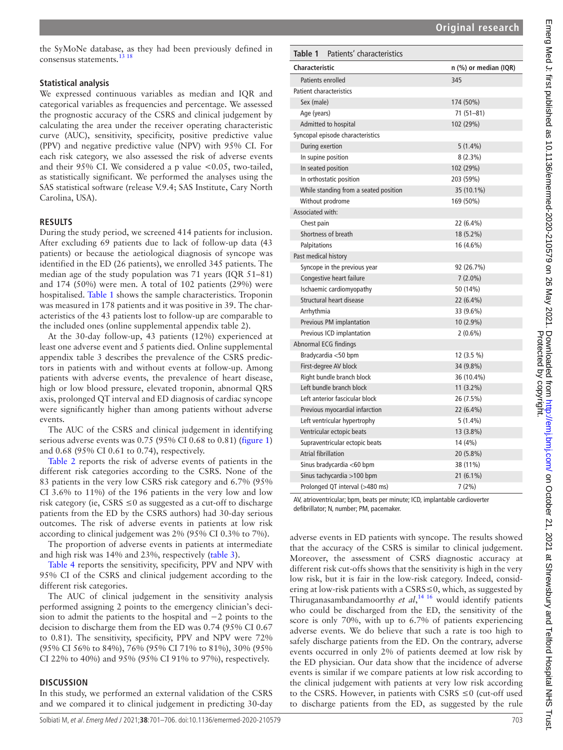the SyMoNe database, as they had been previously defined in consensus statements.[13 18]

### Statistical analysis

We expressed continuous variables as median and IQR and categorical variables as frequencies and percentage. We assessed the prognostic accuracy of the CSRS and clinical judgement by calculating the area under the receiver operating characteristic curve (AUC), sensitivity, specificity, positive predictive value (PPV) and negative predictive value (NPV) with 95% CI. For each risk category, we also assessed the risk of adverse events and their 95% CI. We considered a p value <0.05, two-tailed, as statistically significant. We performed the analyses using the SAS statistical software (release V.9.4; SAS Institute, Cary North Carolina, USA).

## RESULTS

During the study period, we screened 414 patients for inclusion. After excluding 69 patients due to lack of follow-up data (43 patients) or because the aetiological diagnosis of syncope was identified in the ED (26 patients), we enrolled 345 patients. The median age of the study population was 71 years (IQR 51–81) and 174 (50%) were men. A total of 102 patients (29%) were hospitalised. Table 1 shows the sample characteristics. Troponin was measured in 178 patients and it was positive in 39. The characteristics of the 43 patients lost to follow-up are comparable to the included ones (online supplemental appendix table 2).

At the 30-day follow-up, 43 patients (12%) experienced at least one adverse event and 5 patients died. Online supplemental appendix table 3 describes the prevalence of the CSRS predictors in patients with and without events at follow-up. Among patients with adverse events, the prevalence of heart disease, high or low blood pressure, elevated troponin, abnormal QRS axis, prolonged QT interval and ED diagnosis of cardiac syncope were significantly higher than among patients without adverse events.

The AUC of the CSRS and clinical judgement in identifying serious adverse events was 0.75 (95% CI 0.68 to 0.81) (figure 1) and 0.68 (95% CI 0.61 to 0.74), respectively.

Table 2 reports the risk of adverse events of patients in the different risk categories according to the CSRS. None of the 83 patients in the very low CSRS risk category and 6.7% (95% CI 3.6% to 11%) of the 196 patients in the very low and low risk category (ie, CSRS ≤0 as suggested as a cut-off to discharge patients from the ED by the CSRS authors) had 30-day serious outcomes. The risk of adverse events in patients at low risk according to clinical judgement was 2% (95% CI 0.3% to 7%).

The proportion of adverse events in patients at intermediate and high risk was 14% and 23%, respectively (table 3).

Table 4 reports the sensitivity, specificity, PPV and NPV with 95% CI of the CSRS and clinical judgement according to the different risk categories.

The AUC of clinical judgement in the sensitivity analysis performed assigning 2 points to the emergency clinician's decision to admit the patients to the hospital and −2 points to the decision to discharge them from the ED was 0.74 (95% CI 0.67 to 0.81). The sensitivity, specificity, PPV and NPV were 72% (95% CI 56% to 84%), 76% (95% CI 71% to 81%), 30% (95% CI 22% to 40%) and 95% (95% CI 91% to 97%), respectively.

**Table 1** Patients' characteristics

| Characteristic | n (%) or median (IQR) |
|---|---|
| Patients enrolled | 345 |
| **Patient characteristics** | |
| Sex (male) | 174 (50%) |
| Age (years) | 71 (51–81) |
| Admitted to hospital | 102 (29%) |
| **Syncopal episode characteristics** | |
| During exertion | 5 (1.4%) |
| In supine position | 8 (2.3%) |
| In seated position | 102 (29%) |
| In orthostatic position | 203 (59%) |
| While standing from a seated position | 35 (10.1%) |
| Without prodrome | 169 (50%) |
| **Associated with:** | |
| Chest pain | 22 (6.4%) |
| Shortness of breath | 18 (5.2%) |
| Palpitations | 16 (4.6%) |
| **Past medical history** | |
| Syncope in the previous year | 92 (26.7%) |
| Congestive heart failure | 7 (2.0%) |
| Ischaemic cardiomyopathy | 50 (14%) |
| Structural heart disease | 22 (6.4%) |
| Arrhythmia | 33 (9.6%) |
| Previous PM implantation | 10 (2.9%) |
| Previous ICD implantation | 2 (0.6%) |
| **Abnormal ECG findings** | |
| Bradycardia <50 bpm | 12 (3.5 %) |
| First-degree AV block | 34 (9.8%) |
| Right bundle branch block | 36 (10.4%) |
| Left bundle branch block | 11 (3.2%) |
| Left anterior fascicular block | 26 (7.5%) |
| Previous myocardial infarction | 22 (6.4%) |
| Left ventricular hypertrophy | 5 (1.4%) |
| Ventricular ectopic beats | 13 (3.8%) |
| Supraventricular ectopic beats | 14 (4%) |
| Atrial fibrillation | 20 (5.8%) |
| Sinus bradycardia <60 bpm | 38 (11%) |
| Sinus tachycardia >100 bpm | 21 (6.1%) |
| Prolonged QT interval (>480 ms) | 7 (2%) |

AV, atrioventricular; bpm, beats per minute; ICD, implantable cardioverter defibrillator; N, number; PM, pacemaker.

## DISCUSSION

In this study, we performed an external validation of the CSRS and we compared it to clinical judgement in predicting 30-day adverse events in ED patients with syncope. The results showed that the accuracy of the CSRS is similar to clinical judgement. Moreover, the assessment of CSRS diagnostic accuracy at different risk cut-offs shows that the sensitivity is high in the very low risk, but it is fair in the low-risk category. Indeed, considering at low-risk patients with a CSRS≤0, which, as suggested by Thiruganasambandamoorthy *et al*,[14 16] would identify patients who could be discharged from the ED, the sensitivity of the score is only 70%, with up to 6.7% of patients experiencing adverse events. We do believe that such a rate is too high to safely discharge patients from the ED. On the contrary, adverse events occurred in only 2% of patients deemed at low risk by the ED physician. Our data show that the incidence of adverse events is similar if we compare patients at low risk according to the clinical judgement with patients at very low risk according to the CSRS. However, in patients with CSRS ≤0 (cut-off used to discharge patients from the ED, as suggested by the rule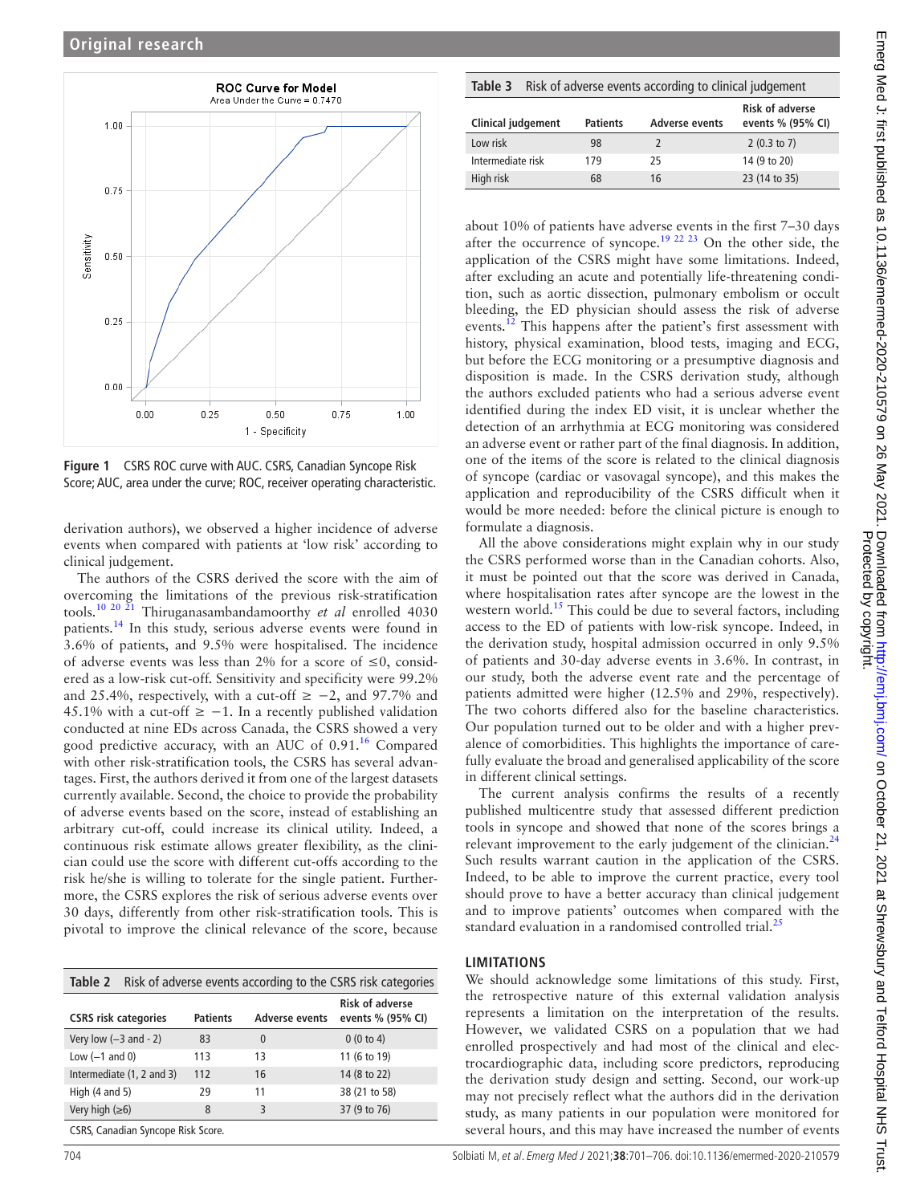Figure 1 CSRS ROC curve with AUC. CSRS, Canadian Syncope Risk Score; AUC, area under the curve; ROC, receiver operating characteristic.

derivation authors), we observed a higher incidence of adverse events when compared with patients at 'low risk' according to clinical judgement.

The authors of the CSRS derived the score with the aim of overcoming the limitations of the previous risk-stratification tools.[10 20 21] Thiruganasambandamoorthy *et al* enrolled 4030 patients.[14] In this study, serious adverse events were found in 3.6% of patients, and 9.5% were hospitalised. The incidence of adverse events was less than 2% for a score of ≤0, considered as a low-risk cut-off. Sensitivity and specificity were 99.2% and 25.4%, respectively, with a cut-off ≥ −2, and 97.7% and 45.1% with a cut-off ≥ −1. In a recently published validation conducted at nine EDs across Canada, the CSRS showed a very good predictive accuracy, with an AUC of 0.91.[16] Compared with other risk-stratification tools, the CSRS has several advantages. First, the authors derived it from one of the largest datasets currently available. Second, the choice to provide the probability of adverse events based on the score, instead of establishing an arbitrary cut-off, could increase its clinical utility. Indeed, a continuous risk estimate allows greater flexibility, as the clinician could use the score with different cut-offs according to the risk he/she is willing to tolerate for the single patient. Furthermore, the CSRS explores the risk of serious adverse events over 30 days, differently from other risk-stratification tools. This is pivotal to improve the clinical relevance of the score, because about 10% of patients have adverse events in the first 7–30 days after the occurrence of syncope.[19 22 23] On the other side, the application of the CSRS might have some limitations. Indeed, after excluding an acute and potentially life-threatening condition, such as aortic dissection, pulmonary embolism or occult bleeding, the ED physician should assess the risk of adverse events.[12] This happens after the patient's first assessment with history, physical examination, blood tests, imaging and ECG, but before the ECG monitoring or a presumptive diagnosis and disposition is made. In the CSRS derivation study, although the authors excluded patients who had a serious adverse event identified during the index ED visit, it is unclear whether the detection of an arrhythmia at ECG monitoring was considered an adverse event or rather part of the final diagnosis. In addition, one of the items of the score is related to the clinical diagnosis of syncope (cardiac or vasovagal syncope), and this makes the application and reproducibility of the CSRS difficult when it would be more needed: before the clinical picture is enough to formulate a diagnosis.

**Table 2** Risk of adverse events according to the CSRS risk categories

| CSRS risk categories | Patients | Adverse events | Risk of adverse events % (95% CI) |
|---|---|---|---|
| Very low (−3 and - 2) | 83 | 0 | 0 (0 to 4) |
| Low (−1 and 0) | 113 | 13 | 11 (6 to 19) |
| Intermediate (1, 2 and 3) | 112 | 16 | 14 (8 to 22) |
| High (4 and 5) | 29 | 11 | 38 (21 to 58) |
| Very high (≥6) | 8 | 3 | 37 (9 to 76) |

CSRS, Canadian Syncope Risk Score.

**Table 3** Risk of adverse events according to clinical judgement

| Clinical judgement | Patients | Adverse events | Risk of adverse events % (95% CI) |
|---|---|---|---|
| Low risk | 98 | 2 | 2 (0.3 to 7) |
| Intermediate risk | 179 | 25 | 14 (9 to 20) |
| High risk | 68 | 16 | 23 (14 to 35) |

All the above considerations might explain why in our study the CSRS performed worse than in the Canadian cohorts. Also, it must be pointed out that the score was derived in Canada, where hospitalisation rates after syncope are the lowest in the western world.[15] This could be due to several factors, including access to the ED of patients with low-risk syncope. Indeed, in the derivation study, hospital admission occurred in only 9.5% of patients and 30-day adverse events in 3.6%. In contrast, in our study, both the adverse event rate and the percentage of patients admitted were higher (12.5% and 29%, respectively). The two cohorts differed also for the baseline characteristics. Our population turned out to be older and with a higher prevalence of comorbidities. This highlights the importance of carefully evaluate the broad and generalised applicability of the score in different clinical settings.

The current analysis confirms the results of a recently published multicentre study that assessed different prediction tools in syncope and showed that none of the scores brings a relevant improvement to the early judgement of the clinician.[24] Such results warrant caution in the application of the CSRS. Indeed, to be able to improve the current practice, every tool should prove to have a better accuracy than clinical judgement and to improve patients' outcomes when compared with the standard evaluation in a randomised controlled trial.[25]

## LIMITATIONS

We should acknowledge some limitations of this study. First, the retrospective nature of this external validation analysis represents a limitation on the interpretation of the results. However, we validated CSRS on a population that we had enrolled prospectively and had most of the clinical and electrocardiographic data, including score predictors, reproducing the derivation study design and setting. Second, our work-up may not precisely reflect what the authors did in the derivation study, as many patients in our population were monitored for several hours, and this may have increased the number of events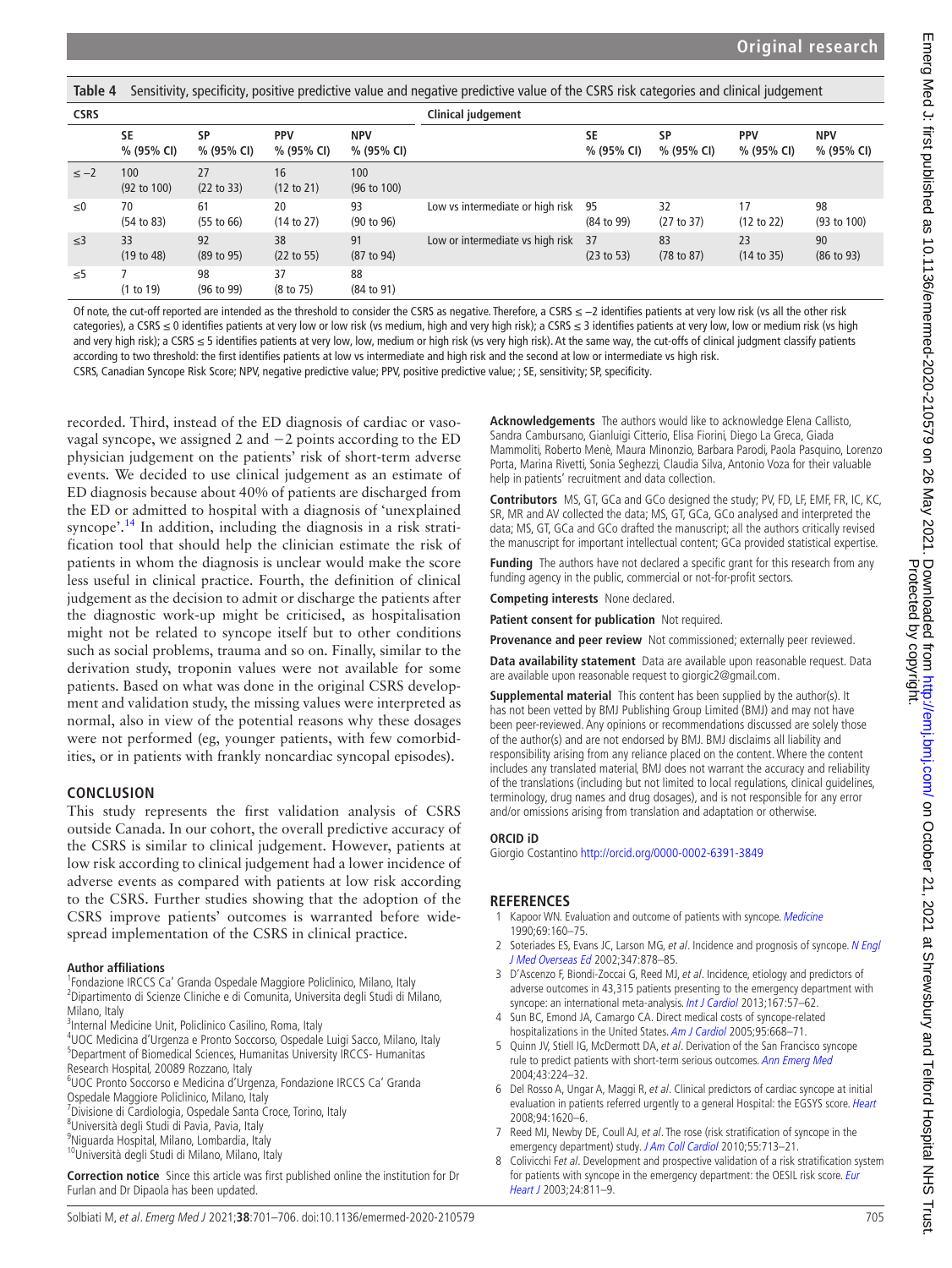**Table 4** Sensitivity, specificity, positive predictive value and negative predictive value of the CSRS risk categories and clinical judgement

| CSRS | | | | | Clinical judgement | | | | |
|---|---|---|---|---|---|---|---|---|---|
| | SE % (95% CI) | SP % (95% CI) | PPV % (95% CI) | NPV % (95% CI) | | SE % (95% CI) | SP % (95% CI) | PPV % (95% CI) | NPV % (95% CI) |
| ≤ −2 | 100 (92 to 100) | 27 (22 to 33) | 16 (12 to 21) | 100 (96 to 100) | | | | | |
| ≤0 | 70 (54 to 83) | 61 (55 to 66) | 20 (14 to 27) | 93 (90 to 96) | Low vs intermediate or high risk | 95 (84 to 99) | 32 (27 to 37) | 17 (12 to 22) | 98 (93 to 100) |
| ≤3 | 33 (19 to 48) | 92 (89 to 95) | 38 (22 to 55) | 91 (87 to 94) | Low or intermediate vs high risk | 37 (23 to 53) | 83 (78 to 87) | 23 (14 to 35) | 90 (86 to 93) |
| ≤5 | 7 (1 to 19) | 98 (96 to 99) | 37 (8 to 75) | 88 (84 to 91) | | | | | |

Of note, the cut-off reported are intended as the threshold to consider the CSRS as negative. Therefore, a CSRS ≤ −2 identifies patients at very low risk (vs all the other risk categories), a CSRS ≤ 0 identifies patients at very low or low risk (vs medium, high and very high risk); a CSRS ≤ 3 identifies patients at very low, low or medium risk (vs high and very high risk); a CSRS ≤ 5 identifies patients at very low, low, medium or high risk (vs very high risk). At the same way, the cut-offs of clinical judgment classify patients according to two threshold: the first identifies patients at low vs intermediate and high risk and the second at low or intermediate vs high risk.

CSRS, Canadian Syncope Risk Score; NPV, negative predictive value; PPV, positive predictive value; ; SE, sensitivity; SP, specificity.

recorded. Third, instead of the ED diagnosis of cardiac or vasovagal syncope, we assigned 2 and −2 points according to the ED physician judgement on the patients' risk of short-term adverse events. We decided to use clinical judgement as an estimate of ED diagnosis because about 40% of patients are discharged from the ED or admitted to hospital with a diagnosis of 'unexplained syncope'.[14] In addition, including the diagnosis in a risk stratification tool that should help the clinician estimate the risk of patients in whom the diagnosis is unclear would make the score less useful in clinical practice. Fourth, the definition of clinical judgement as the decision to admit or discharge the patients after the diagnostic work-up might be criticised, as hospitalisation might not be related to syncope itself but to other conditions such as social problems, trauma and so on. Finally, similar to the derivation study, troponin values were not available for some patients. Based on what was done in the original CSRS development and validation study, the missing values were interpreted as normal, also in view of the potential reasons why these dosages were not performed (eg, younger patients, with few comorbidities, or in patients with frankly noncardiac syncopal episodes).

## CONCLUSION

This study represents the first validation analysis of CSRS outside Canada. In our cohort, the overall predictive accuracy of the CSRS is similar to clinical judgement. However, patients at low risk according to clinical judgement had a lower incidence of adverse events as compared with patients at low risk according to the CSRS. Further studies showing that the adoption of the CSRS improve patients' outcomes is warranted before widespread implementation of the CSRS in clinical practice.

**Author affiliations**

[1]Fondazione IRCCS Ca' Granda Ospedale Maggiore Policlinico, Milano, Italy
[2]Dipartimento di Scienze Cliniche e di Comunita, Universita degli Studi di Milano, Milano, Italy
[3]Internal Medicine Unit, Policlinico Casilino, Roma, Italy
[4]UOC Medicina d'Urgenza e Pronto Soccorso, Ospedale Luigi Sacco, Milano, Italy
[5]Department of Biomedical Sciences, Humanitas University IRCCS- Humanitas Research Hospital, 20089 Rozzano, Italy
[6]UOC Pronto Soccorso e Medicina d'Urgenza, Fondazione IRCCS Ca' Granda Ospedale Maggiore Policlinico, Milano, Italy
[7]Divisione de Cardiologia, Ospedale Santa Croce, Torino, Italy
[8]Università degli Studi di Pavia, Pavia, Italy
[9]Niguarda Hospital, Milano, Lombardia, Italy
[10]Università degli Studi di Milano, Milano, Italy

**Correction notice** Since this article was first published online the institution for Dr Furlan and Dr Dipaola has been updated.

**Acknowledgements** The authors would like to acknowledge Elena Callisto, Sandra Cambursano, Gianluigi Citterio, Elisa Fiorini, Diego La Greca, Giada Mammoliti, Roberto Menè, Maura Minonzio, Barbara Parodi, Paola Pasquino, Lorenzo Porta, Marina Rivetti, Sonia Seghezzi, Claudia Silva, Antonio Voza for their valuable help in patients' recruitment and data collection.

**Contributors** MS, GT, GCa and GCo designed the study; PV, FD, LF, EMF, FR, IC, KC, SR, MR and AV collected the data; MS, GT, GCa, GCo analysed and interpreted the data; MS, GT, GCa and GCo drafted the manuscript; all the authors critically revised the manuscript for important intellectual content; GCa provided statistical expertise.

**Funding** The authors have not declared a specific grant for this research from any funding agency in the public, commercial or not-for-profit sectors.

**Competing interests** None declared.

**Patient consent for publication** Not required.

**Provenance and peer review** Not commissioned; externally peer reviewed.

**Data availability statement** Data are available upon reasonable request. Data are available upon reasonable request to giorgic2@gmail.com.

**Supplemental material** This content has been supplied by the author(s). It has not been vetted by BMJ Publishing Group Limited (BMJ) and may not have been peer-reviewed. Any opinions or recommendations discussed are solely those of the author(s) and are not endorsed by BMJ. BMJ disclaims all liability and responsibility arising from any reliance placed on the content. Where the content includes any translated material, BMJ does not warrant the accuracy and reliability of the translations (including but not limited to local regulations, clinical guidelines, terminology, drug names and drug dosages), and is not responsible for any error and/or omissions arising from translation and adaptation or otherwise.

**ORCID iD**

Giorgio Costantino http://orcid.org/0000-0002-6391-3849

## REFERENCES

1. Kapoor WN. Evaluation and outcome of patients with syncope. *Medicine* 1990;69:160–75.
2. Soteriades ES, Evans JC, Larson MG, *et al*. Incidence and prognosis of syncope. *N Engl J Med Overseas Ed* 2002;347:878–85.
3. D'Ascenzo F, Biondi-Zoccai G, Reed MJ, *et al*. Incidence, etiology and predictors of adverse outcomes in 43,315 patients presenting to the emergency department with syncope: an international meta-analysis. *Int J Cardiol* 2013;167:57–62.
4. Sun BC, Emond JA, Camargo CA. Direct medical costs of syncope-related hospitalizations in the United States. *Am J Cardiol* 2005;95:668–71.
5. Quinn JV, Stiell IG, McDermott DA, *et al*. Derivation of the San Francisco syncope rule to predict patients with short-term serious outcomes. *Ann Emerg Med* 2004;43:224–32.
6. Del Rosso A, Ungar A, Maggi R, *et al*. Clinical predictors of cardiac syncope at initial evaluation in patients referred urgently to a general Hospital: the EGSYS score. *Heart* 2008;94:1620–6.
7. Reed MJ, Newby DE, Coull AJ, *et al*. The rose (risk stratification of syncope in the emergency department) study. *J Am Coll Cardiol* 2010;55:713–21.
8. Colivicchi F*et al*. Development and prospective validation of a risk stratification system for patients with syncope in the emergency department: the OESIL risk score. *Eur Heart J* 2003;24:811–9.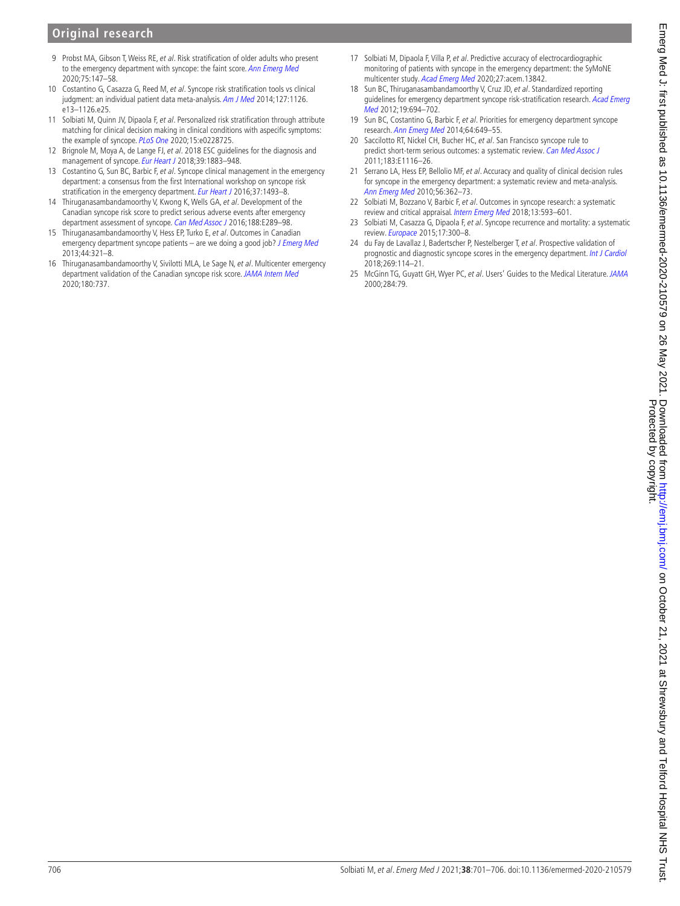9 Probst MA, Gibson T, Weiss RE, *et al*. Risk stratification of older adults who present to the emergency department with syncope: the faint score. *Ann Emerg Med* 2020;75:147–58.

10 Costantino G, Casazza G, Reed M, *et al*. Syncope risk stratification tools vs clinical judgment: an individual patient data meta-analysis. *Am J Med* 2014;127:1126.e13–1126.e25.

11 Solbiati M, Quinn JV, Dipaola F, *et al*. Personalized risk stratification through attribute matching for clinical decision making in clinical conditions with aspecific symptoms: the example of syncope. *PLoS One* 2020;15:e0228725.

12 Brignole M, Moya A, de Lange FJ, *et al*. 2018 ESC guidelines for the diagnosis and management of syncope. *Eur Heart J* 2018;39:1883–948.

13 Costantino G, Sun BC, Barbic F, *et al*. Syncope clinical management in the emergency department: a consensus from the first International workshop on syncope risk stratification in the emergency department. *Eur Heart J* 2016;37:1493–8.

14 Thiruganasambandamoorthy V, Kwong K, Wells GA, *et al*. Development of the Canadian syncope risk score to predict serious adverse events after emergency department assessment of syncope. *Can Med Assoc J* 2016;188:E289–98.

15 Thiruganasambandamoorthy V, Hess EP, Turko E, *et al*. Outcomes in Canadian emergency department syncope patients – are we doing a good job? *J Emerg Med* 2013;44:321–8.

16 Thiruganasambandamoorthy V, Sivilotti MLA, Le Sage N, *et al*. Multicenter emergency department validation of the Canadian syncope risk score. *JAMA Intern Med* 2020;180:737.

17 Solbiati M, Dipaola F, Villa P, *et al*. Predictive accuracy of electrocardiographic monitoring of patients with syncope in the emergency department: the SyMoNE multicenter study. *Acad Emerg Med* 2020;27:acem.13842.

18 Sun BC, Thiruganasambandamoorthy V, Cruz JD, *et al*. Standardized reporting guidelines for emergency department syncope risk-stratification research. *Acad Emerg Med* 2012;19:694–702.

19 Sun BC, Costantino G, Barbic F, *et al*. Priorities for emergency department syncope research. *Ann Emerg Med* 2014;64:649–55.

20 Saccilotto RT, Nickel CH, Bucher HC, *et al*. San Francisco syncope rule to predict short-term serious outcomes: a systematic review. *Can Med Assoc J* 2011;183:E1116–26.

21 Serrano LA, Hess EP, Bellolio MF, *et al*. Accuracy and quality of clinical decision rules for syncope in the emergency department: a systematic review and meta-analysis. *Ann Emerg Med* 2010;56:362–73.

22 Solbiati M, Bozzano V, Barbic F, *et al*. Outcomes in syncope research: a systematic review and critical appraisal. *Intern Emerg Med* 2018;13:593–601.

23 Solbiati M, Casazza G, Dipaola F, *et al*. Syncope recurrence and mortality: a systematic review. *Europace* 2015;17:300–8.

24 du Fay de Lavallaz J, Badertscher P, Nestelberger T, *et al*. Prospective validation of prognostic and diagnostic syncope scores in the emergency department. *Int J Cardiol* 2018;269:114–21.

25 McGinn TG, Guyatt GH, Wyer PC, *et al*. Users' Guides to the Medical Literature. *JAMA* 2000;284:79.